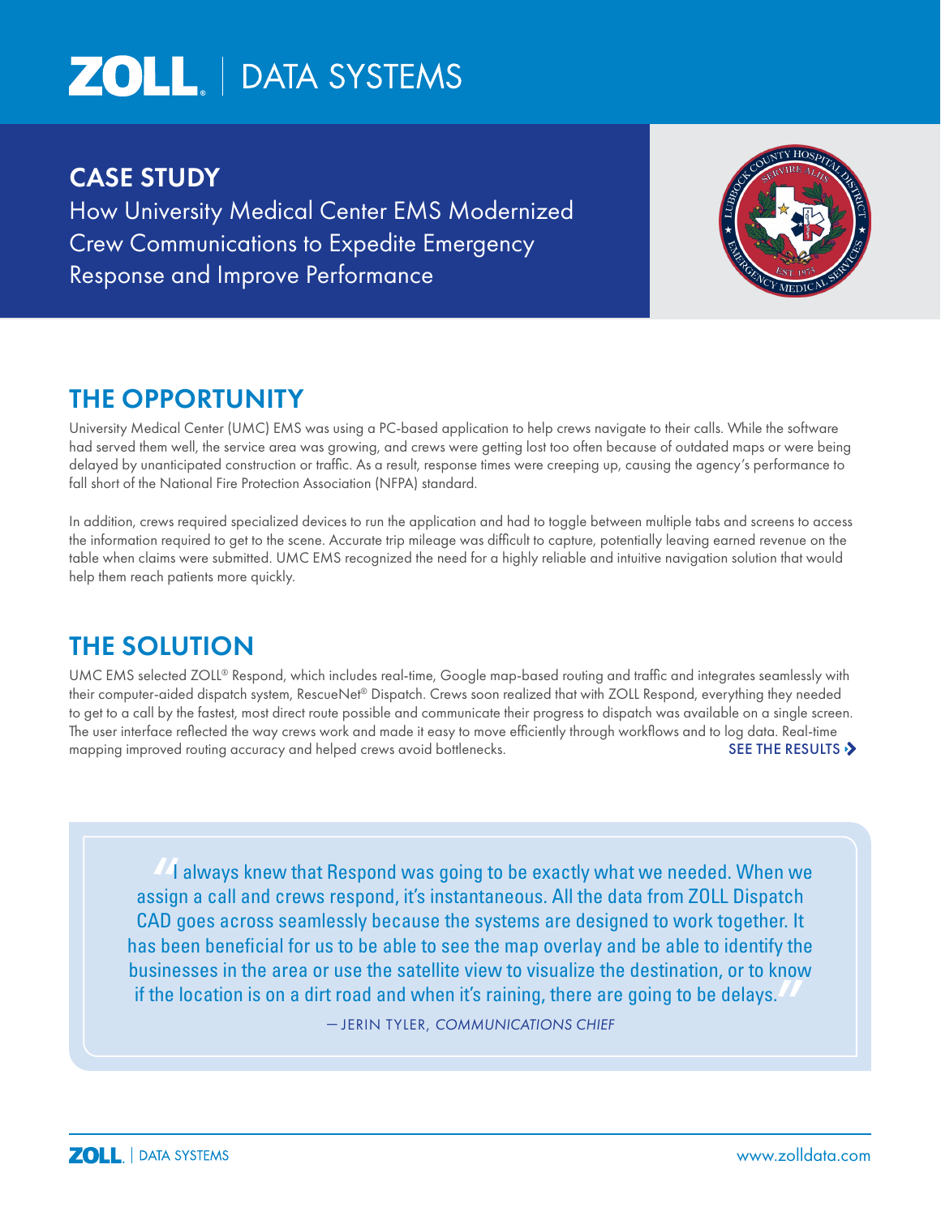# ZOLL | DATA SYSTEMS

## CASE STUDY

How University Medical Center EMS Modernized Crew Communications to Expedite Emergency Response and Improve Performance

## THE OPPORTUNITY

University Medical Center (UMC) EMS was using a PC-based application to help crews navigate to their calls. While the software had served them well, the service area was growing, and crews were getting lost too often because of outdated maps or were being delayed by unanticipated construction or traffic. As a result, response times were creeping up, causing the agency's performance to fall short of the National Fire Protection Association (NFPA) standard.

In addition, crews required specialized devices to run the application and had to toggle between multiple tabs and screens to access the information required to get to the scene. Accurate trip mileage was difficult to capture, potentially leaving earned revenue on the table when claims were submitted. UMC EMS recognized the need for a highly reliable and intuitive navigation solution that would help them reach patients more quickly.

## THE SOLUTION

UMC EMS selected ZOLL® Respond, which includes real-time, Google map-based routing and traffic and integrates seamlessly with their computer-aided dispatch system, RescueNet® Dispatch. Crews soon realized that with ZOLL Respond, everything they needed to get to a call by the fastest, most direct route possible and communicate their progress to dispatch was available on a single screen. The user interface reflected the way crews work and made it easy to move efficiently through workflows and to log data. Real-time mapping improved routing accuracy and helped crews avoid bottlenecks.

SEE THE RESULTS ›

> "I always knew that Respond was going to be exactly what we needed. When we assign a call and crews respond, it's instantaneous. All the data from ZOLL Dispatch CAD goes across seamlessly because the systems are designed to work together. It has been beneficial for us to be able to see the map overlay and be able to identify the businesses in the area or use the satellite view to visualize the destination, or to know if the location is on a dirt road and when it's raining, there are going to be delays."
>
> — JERIN TYLER, *COMMUNICATIONS CHIEF*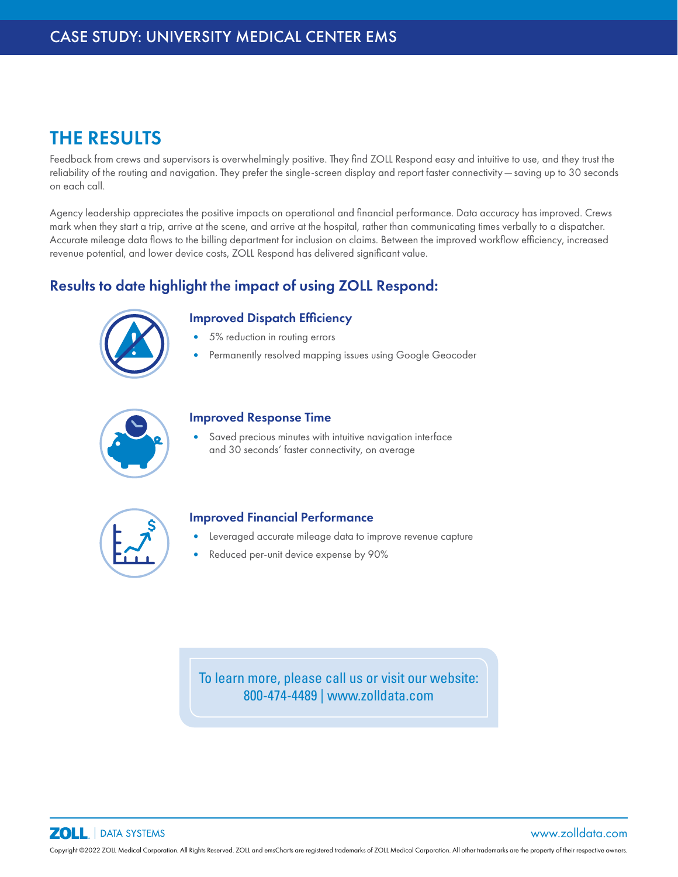## THE RESULTS

Feedback from crews and supervisors is overwhelmingly positive. They find ZOLL Respond easy and intuitive to use, and they trust the reliability of the routing and navigation. They prefer the single-screen display and report faster connectivity — saving up to 30 seconds on each call.

Agency leadership appreciates the positive impacts on operational and financial performance. Data accuracy has improved. Crews mark when they start a trip, arrive at the scene, and arrive at the hospital, rather than communicating times verbally to a dispatcher. Accurate mileage data flows to the billing department for inclusion on claims. Between the improved workflow efficiency, increased revenue potential, and lower device costs, ZOLL Respond has delivered significant value.

### Results to date highlight the impact of using ZOLL Respond:

#### Improved Dispatch Efficiency

- 5% reduction in routing errors
- Permanently resolved mapping issues using Google Geocoder

#### Improved Response Time

- Saved precious minutes with intuitive navigation interface and 30 seconds' faster connectivity, on average

#### Improved Financial Performance

- Leveraged accurate mileage data to improve revenue capture
- Reduced per-unit device expense by 90%

To learn more, please call us or visit our website:
800-474-4489 | www.zolldata.com

ZOLL | DATA SYSTEMS

www.zolldata.com

Copyright ©2022 ZOLL Medical Corporation. All Rights Reserved. ZOLL and emsCharts are registered trademarks of ZOLL Medical Corporation. All other trademarks are the property of their respective owners.